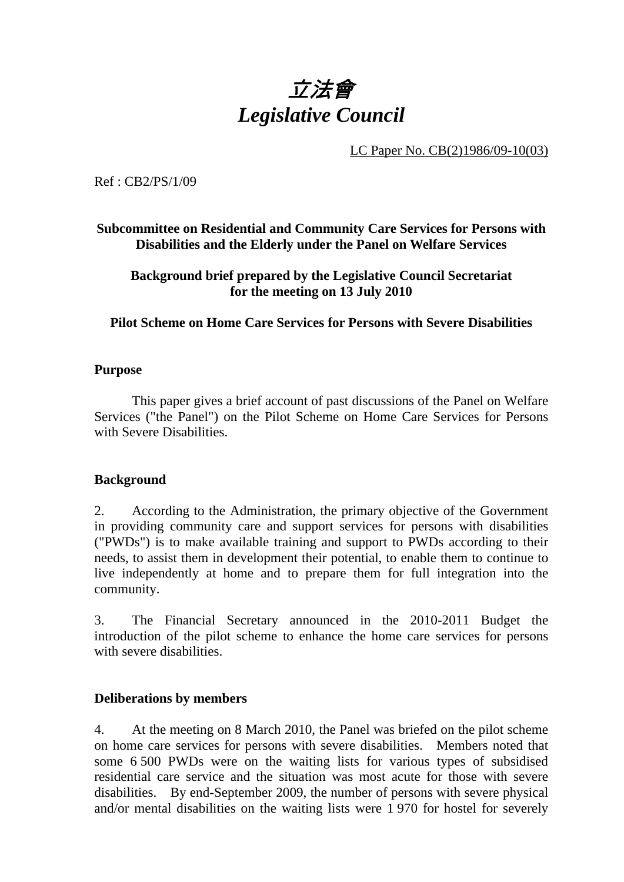# *立法會*
# *Legislative Council*

LC Paper No. CB(2)1986/09-10(03)

Ref : CB2/PS/1/09

**Subcommittee on Residential and Community Care Services for Persons with Disabilities and the Elderly under the Panel on Welfare Services**

**Background brief prepared by the Legislative Council Secretariat for the meeting on 13 July 2010**

**Pilot Scheme on Home Care Services for Persons with Severe Disabilities**

## Purpose

This paper gives a brief account of past discussions of the Panel on Welfare Services ("the Panel") on the Pilot Scheme on Home Care Services for Persons with Severe Disabilities.

## Background

2. According to the Administration, the primary objective of the Government in providing community care and support services for persons with disabilities ("PWDs") is to make available training and support to PWDs according to their needs, to assist them in development their potential, to enable them to continue to live independently at home and to prepare them for full integration into the community.

3. The Financial Secretary announced in the 2010-2011 Budget the introduction of the pilot scheme to enhance the home care services for persons with severe disabilities.

## Deliberations by members

4. At the meeting on 8 March 2010, the Panel was briefed on the pilot scheme on home care services for persons with severe disabilities. Members noted that some 6 500 PWDs were on the waiting lists for various types of subsidised residential care service and the situation was most acute for those with severe disabilities. By end-September 2009, the number of persons with severe physical and/or mental disabilities on the waiting lists were 1 970 for hostel for severely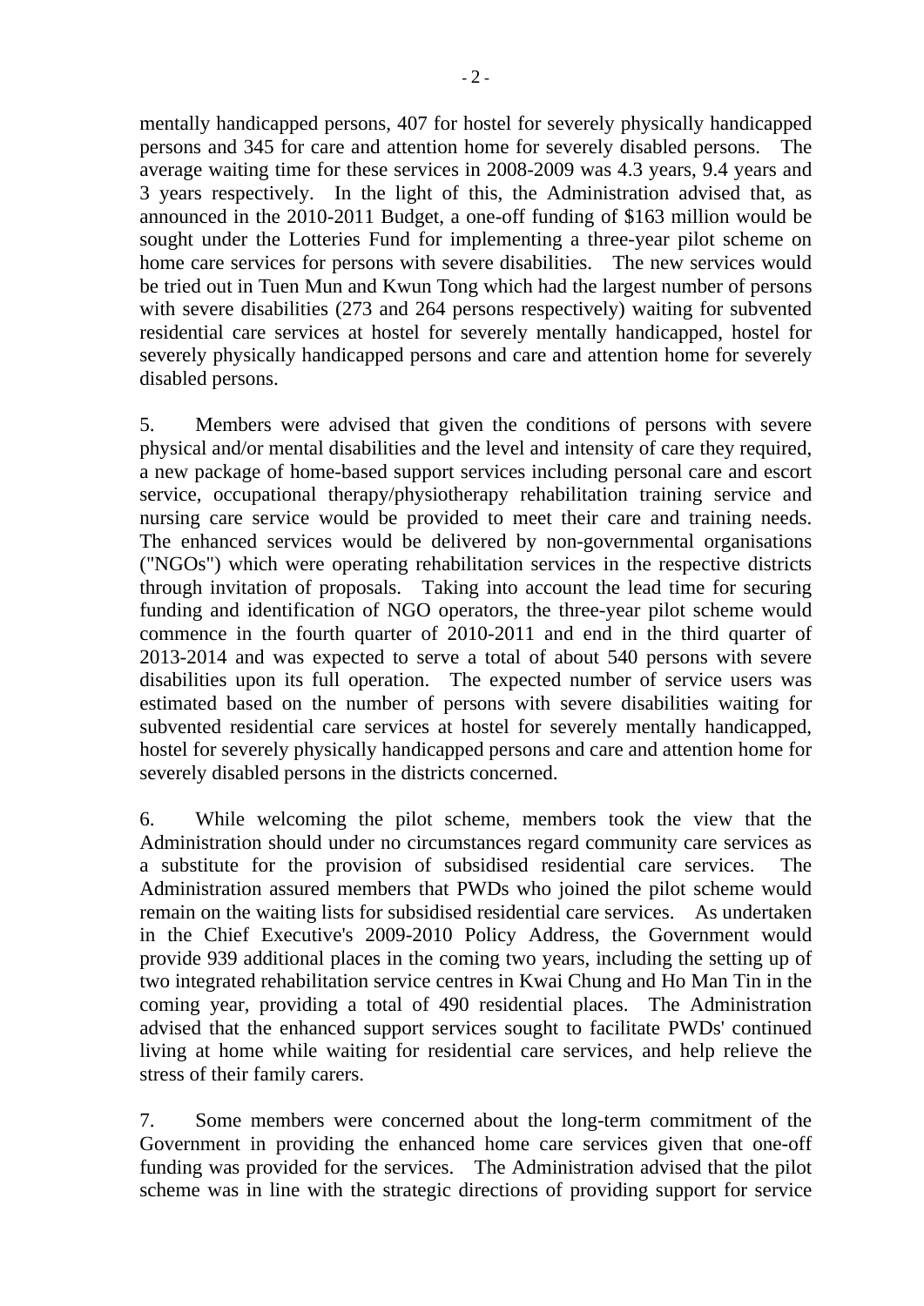mentally handicapped persons, 407 for hostel for severely physically handicapped persons and 345 for care and attention home for severely disabled persons. The average waiting time for these services in 2008-2009 was 4.3 years, 9.4 years and 3 years respectively. In the light of this, the Administration advised that, as announced in the 2010-2011 Budget, a one-off funding of $163 million would be sought under the Lotteries Fund for implementing a three-year pilot scheme on home care services for persons with severe disabilities. The new services would be tried out in Tuen Mun and Kwun Tong which had the largest number of persons with severe disabilities (273 and 264 persons respectively) waiting for subvented residential care services at hostel for severely mentally handicapped, hostel for severely physically handicapped persons and care and attention home for severely disabled persons.

5. Members were advised that given the conditions of persons with severe physical and/or mental disabilities and the level and intensity of care they required, a new package of home-based support services including personal care and escort service, occupational therapy/physiotherapy rehabilitation training service and nursing care service would be provided to meet their care and training needs. The enhanced services would be delivered by non-governmental organisations ("NGOs") which were operating rehabilitation services in the respective districts through invitation of proposals. Taking into account the lead time for securing funding and identification of NGO operators, the three-year pilot scheme would commence in the fourth quarter of 2010-2011 and end in the third quarter of 2013-2014 and was expected to serve a total of about 540 persons with severe disabilities upon its full operation. The expected number of service users was estimated based on the number of persons with severe disabilities waiting for subvented residential care services at hostel for severely mentally handicapped, hostel for severely physically handicapped persons and care and attention home for severely disabled persons in the districts concerned.

6. While welcoming the pilot scheme, members took the view that the Administration should under no circumstances regard community care services as a substitute for the provision of subsidised residential care services. The Administration assured members that PWDs who joined the pilot scheme would remain on the waiting lists for subsidised residential care services. As undertaken in the Chief Executive's 2009-2010 Policy Address, the Government would provide 939 additional places in the coming two years, including the setting up of two integrated rehabilitation service centres in Kwai Chung and Ho Man Tin in the coming year, providing a total of 490 residential places. The Administration advised that the enhanced support services sought to facilitate PWDs' continued living at home while waiting for residential care services, and help relieve the stress of their family carers.

7. Some members were concerned about the long-term commitment of the Government in providing the enhanced home care services given that one-off funding was provided for the services. The Administration advised that the pilot scheme was in line with the strategic directions of providing support for service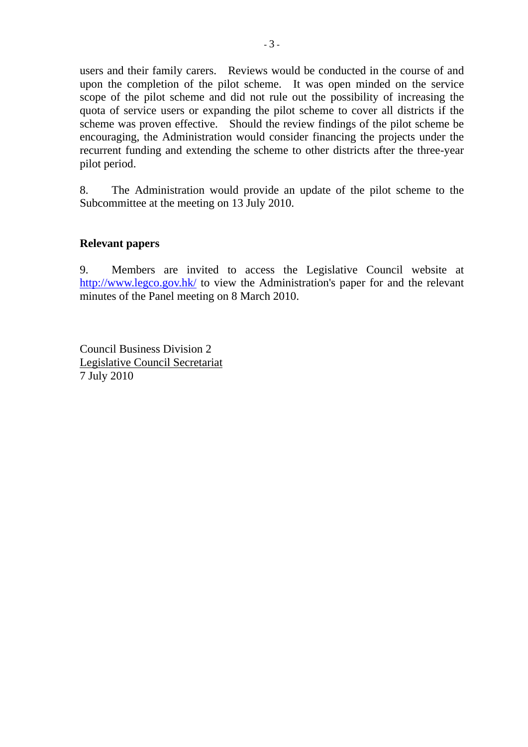users and their family carers. Reviews would be conducted in the course of and upon the completion of the pilot scheme. It was open minded on the service scope of the pilot scheme and did not rule out the possibility of increasing the quota of service users or expanding the pilot scheme to cover all districts if the scheme was proven effective. Should the review findings of the pilot scheme be encouraging, the Administration would consider financing the projects under the recurrent funding and extending the scheme to other districts after the three-year pilot period.

8. The Administration would provide an update of the pilot scheme to the Subcommittee at the meeting on 13 July 2010.

## Relevant papers

9. Members are invited to access the Legislative Council website at http://www.legco.gov.hk/ to view the Administration's paper for and the relevant minutes of the Panel meeting on 8 March 2010.

Council Business Division 2
Legislative Council Secretariat
7 July 2010